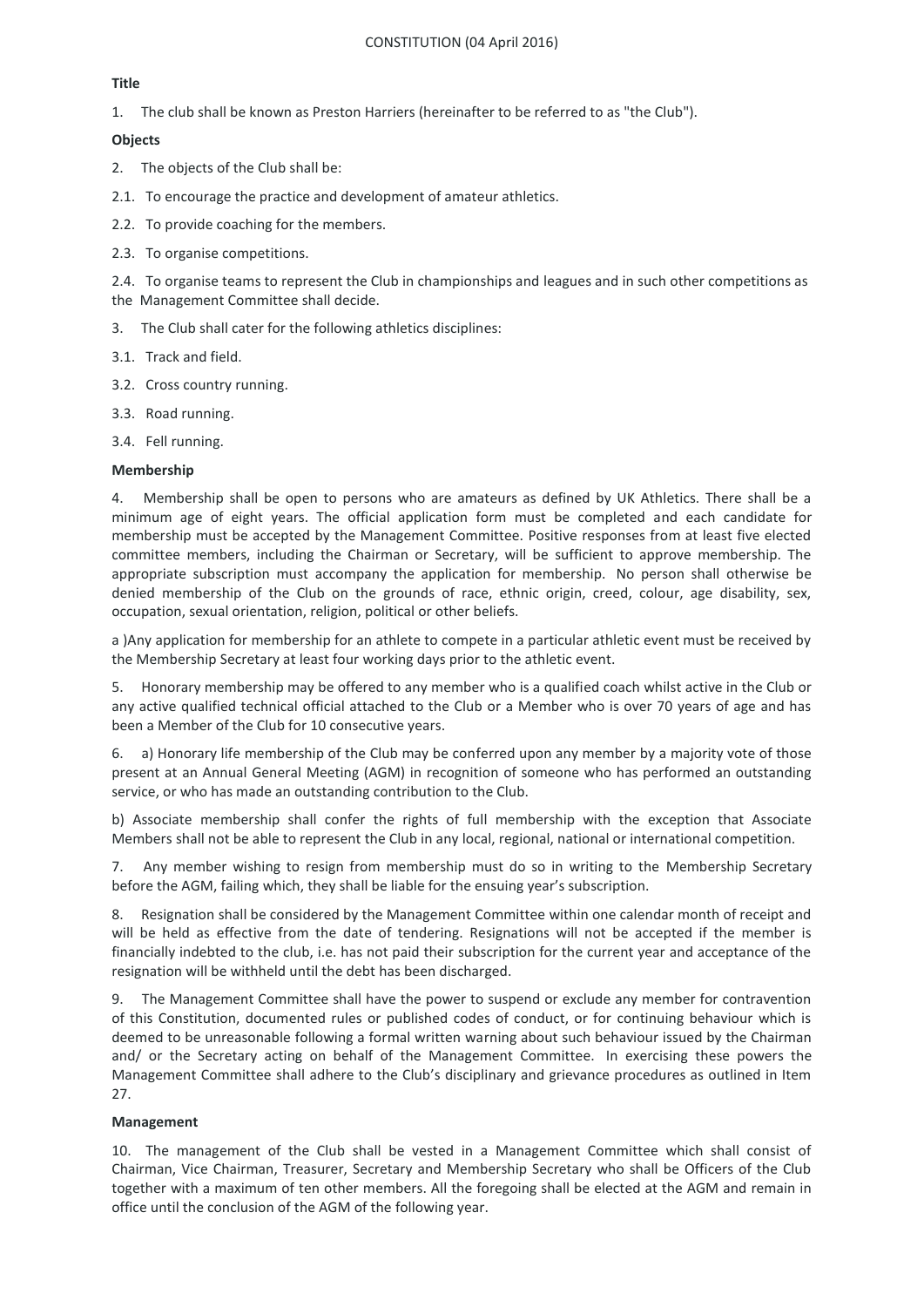CONSTITUTION (04 April 2016)

**Title**

1. The club shall be known as Preston Harriers (hereinafter to be referred to as "the Club").

**Objects**

2. The objects of the Club shall be:

2.1. To encourage the practice and development of amateur athletics.

2.2. To provide coaching for the members.

2.3. To organise competitions.

2.4. To organise teams to represent the Club in championships and leagues and in such other competitions as the Management Committee shall decide.

3. The Club shall cater for the following athletics disciplines:

3.1. Track and field.

3.2. Cross country running.

3.3. Road running.

3.4. Fell running.

**Membership**

4. Membership shall be open to persons who are amateurs as defined by UK Athletics. There shall be a minimum age of eight years. The official application form must be completed and each candidate for membership must be accepted by the Management Committee. Positive responses from at least five elected committee members, including the Chairman or Secretary, will be sufficient to approve membership. The appropriate subscription must accompany the application for membership. No person shall otherwise be denied membership of the Club on the grounds of race, ethnic origin, creed, colour, age disability, sex, occupation, sexual orientation, religion, political or other beliefs.

a )Any application for membership for an athlete to compete in a particular athletic event must be received by the Membership Secretary at least four working days prior to the athletic event.

5. Honorary membership may be offered to any member who is a qualified coach whilst active in the Club or any active qualified technical official attached to the Club or a Member who is over 70 years of age and has been a Member of the Club for 10 consecutive years.

6. a) Honorary life membership of the Club may be conferred upon any member by a majority vote of those present at an Annual General Meeting (AGM) in recognition of someone who has performed an outstanding service, or who has made an outstanding contribution to the Club.

b) Associate membership shall confer the rights of full membership with the exception that Associate Members shall not be able to represent the Club in any local, regional, national or international competition.

7. Any member wishing to resign from membership must do so in writing to the Membership Secretary before the AGM, failing which, they shall be liable for the ensuing year's subscription.

8. Resignation shall be considered by the Management Committee within one calendar month of receipt and will be held as effective from the date of tendering. Resignations will not be accepted if the member is financially indebted to the club, i.e. has not paid their subscription for the current year and acceptance of the resignation will be withheld until the debt has been discharged.

9. The Management Committee shall have the power to suspend or exclude any member for contravention of this Constitution, documented rules or published codes of conduct, or for continuing behaviour which is deemed to be unreasonable following a formal written warning about such behaviour issued by the Chairman and/ or the Secretary acting on behalf of the Management Committee. In exercising these powers the Management Committee shall adhere to the Club's disciplinary and grievance procedures as outlined in Item 27.

**Management**

10. The management of the Club shall be vested in a Management Committee which shall consist of Chairman, Vice Chairman, Treasurer, Secretary and Membership Secretary who shall be Officers of the Club together with a maximum of ten other members. All the foregoing shall be elected at the AGM and remain in office until the conclusion of the AGM of the following year.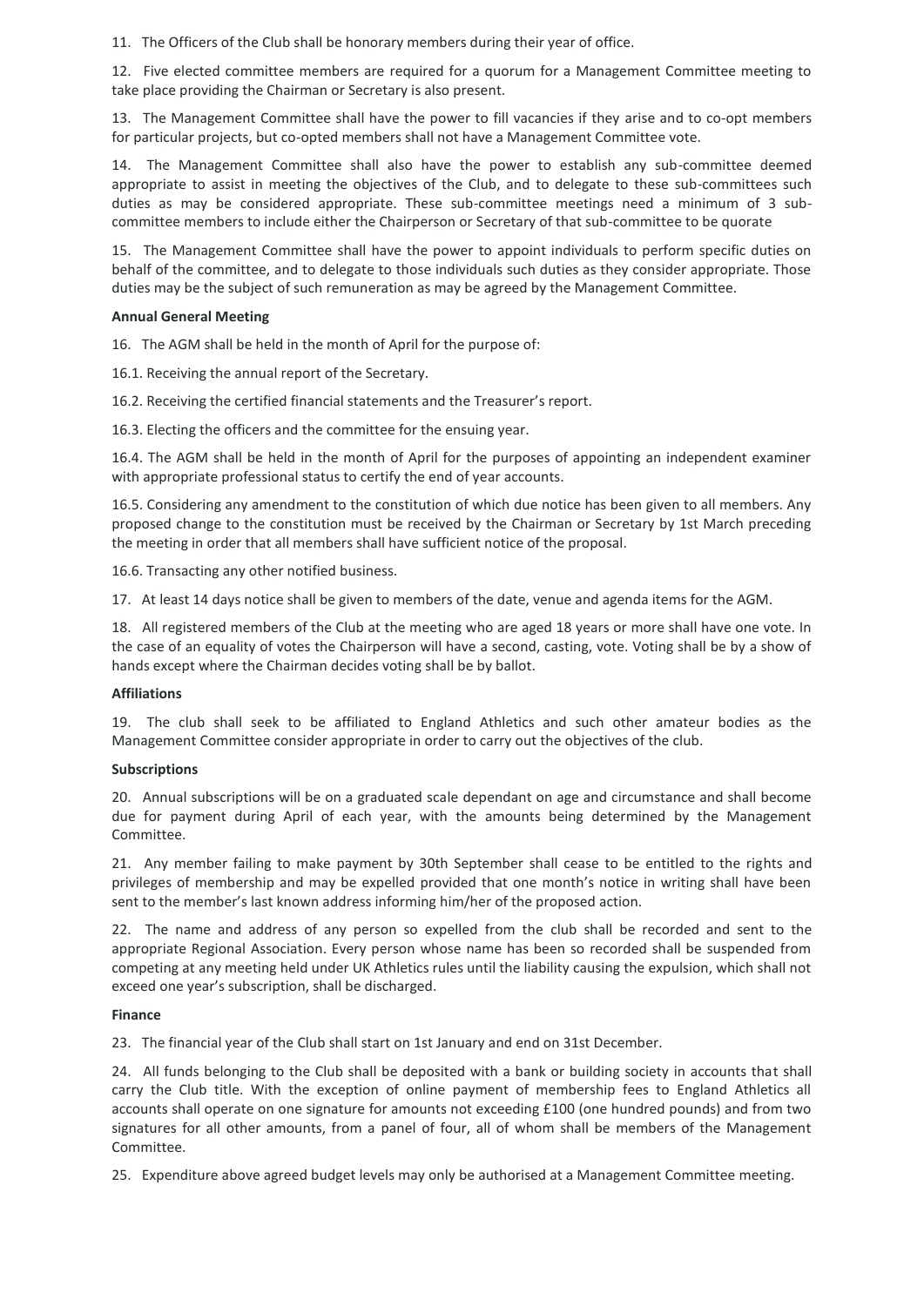11. The Officers of the Club shall be honorary members during their year of office.

12. Five elected committee members are required for a quorum for a Management Committee meeting to take place providing the Chairman or Secretary is also present.

13. The Management Committee shall have the power to fill vacancies if they arise and to co-opt members for particular projects, but co-opted members shall not have a Management Committee vote.

14. The Management Committee shall also have the power to establish any sub-committee deemed appropriate to assist in meeting the objectives of the Club, and to delegate to these sub-committees such duties as may be considered appropriate. These sub-committee meetings need a minimum of 3 sub-committee members to include either the Chairperson or Secretary of that sub-committee to be quorate

15. The Management Committee shall have the power to appoint individuals to perform specific duties on behalf of the committee, and to delegate to those individuals such duties as they consider appropriate. Those duties may be the subject of such remuneration as may be agreed by the Management Committee.

**Annual General Meeting**

16. The AGM shall be held in the month of April for the purpose of:

16.1. Receiving the annual report of the Secretary.

16.2. Receiving the certified financial statements and the Treasurer's report.

16.3. Electing the officers and the committee for the ensuing year.

16.4. The AGM shall be held in the month of April for the purposes of appointing an independent examiner with appropriate professional status to certify the end of year accounts.

16.5. Considering any amendment to the constitution of which due notice has been given to all members. Any proposed change to the constitution must be received by the Chairman or Secretary by 1st March preceding the meeting in order that all members shall have sufficient notice of the proposal.

16.6. Transacting any other notified business.

17. At least 14 days notice shall be given to members of the date, venue and agenda items for the AGM.

18. All registered members of the Club at the meeting who are aged 18 years or more shall have one vote. In the case of an equality of votes the Chairperson will have a second, casting, vote. Voting shall be by a show of hands except where the Chairman decides voting shall be by ballot.

**Affiliations**

19. The club shall seek to be affiliated to England Athletics and such other amateur bodies as the Management Committee consider appropriate in order to carry out the objectives of the club.

**Subscriptions**

20. Annual subscriptions will be on a graduated scale dependant on age and circumstance and shall become due for payment during April of each year, with the amounts being determined by the Management Committee.

21. Any member failing to make payment by 30th September shall cease to be entitled to the rights and privileges of membership and may be expelled provided that one month's notice in writing shall have been sent to the member's last known address informing him/her of the proposed action.

22. The name and address of any person so expelled from the club shall be recorded and sent to the appropriate Regional Association. Every person whose name has been so recorded shall be suspended from competing at any meeting held under UK Athletics rules until the liability causing the expulsion, which shall not exceed one year's subscription, shall be discharged.

**Finance**

23. The financial year of the Club shall start on 1st January and end on 31st December.

24. All funds belonging to the Club shall be deposited with a bank or building society in accounts that shall carry the Club title. With the exception of online payment of membership fees to England Athletics all accounts shall operate on one signature for amounts not exceeding £100 (one hundred pounds) and from two signatures for all other amounts, from a panel of four, all of whom shall be members of the Management Committee.

25. Expenditure above agreed budget levels may only be authorised at a Management Committee meeting.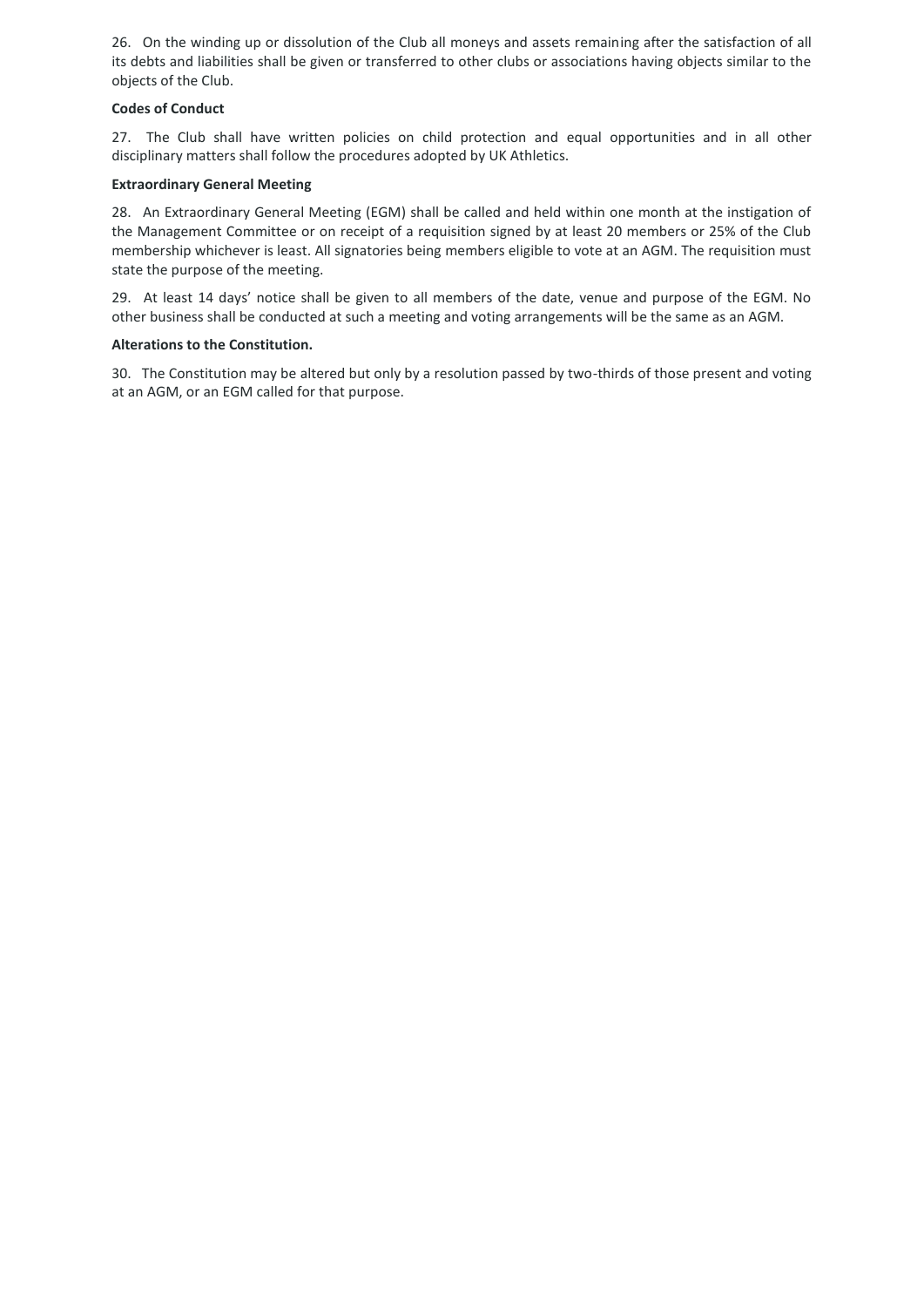26. On the winding up or dissolution of the Club all moneys and assets remaining after the satisfaction of all its debts and liabilities shall be given or transferred to other clubs or associations having objects similar to the objects of the Club.

**Codes of Conduct**

27. The Club shall have written policies on child protection and equal opportunities and in all other disciplinary matters shall follow the procedures adopted by UK Athletics.

**Extraordinary General Meeting**

28. An Extraordinary General Meeting (EGM) shall be called and held within one month at the instigation of the Management Committee or on receipt of a requisition signed by at least 20 members or 25% of the Club membership whichever is least. All signatories being members eligible to vote at an AGM. The requisition must state the purpose of the meeting.

29. At least 14 days' notice shall be given to all members of the date, venue and purpose of the EGM. No other business shall be conducted at such a meeting and voting arrangements will be the same as an AGM.

**Alterations to the Constitution.**

30. The Constitution may be altered but only by a resolution passed by two-thirds of those present and voting at an AGM, or an EGM called for that purpose.